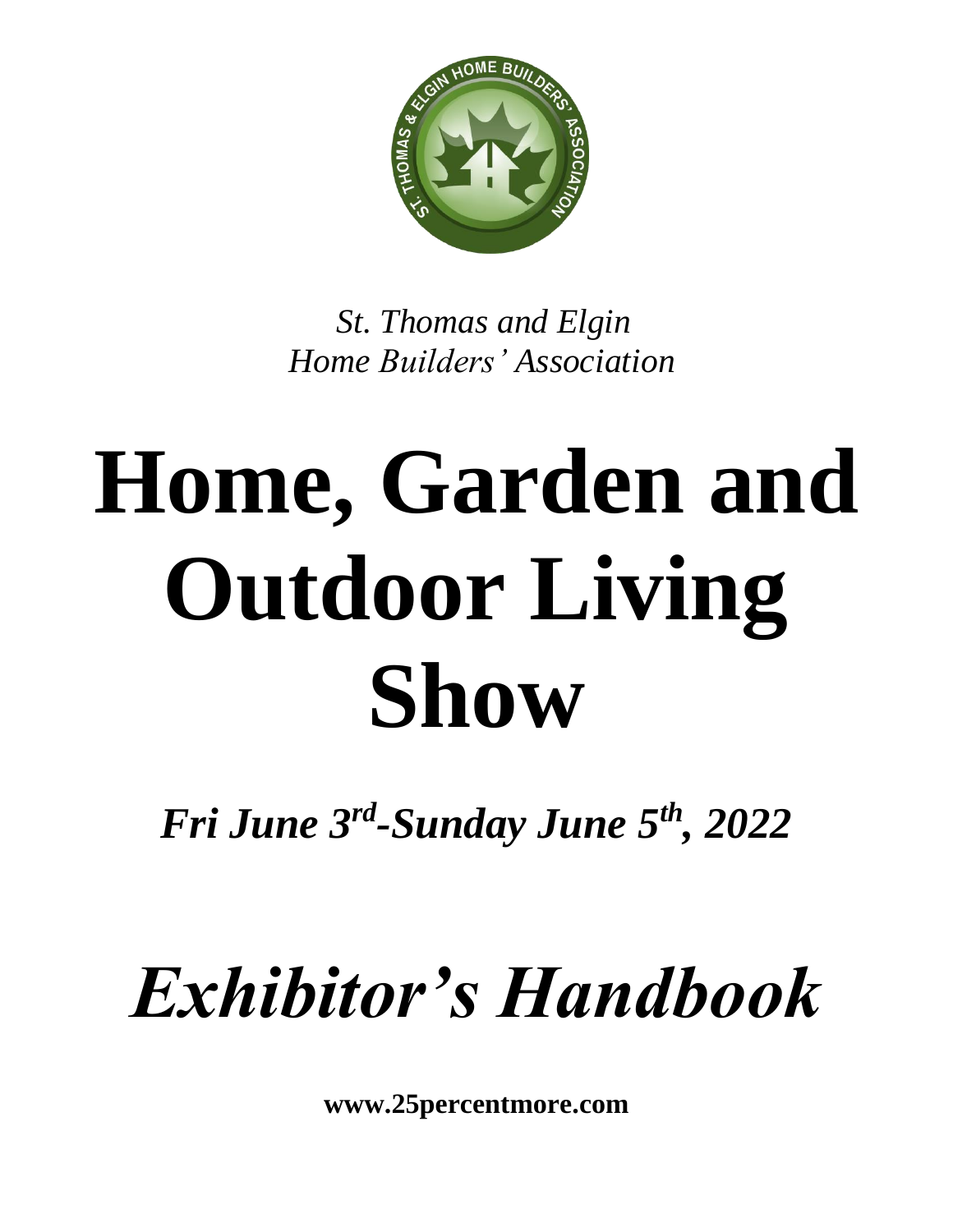*St. Thomas and Elgin*
*Home Builders' Association*

# Home, Garden and Outdoor Living Show

***Fri June 3rd-Sunday June 5th, 2022***

# *Exhibitor's Handbook*

**www.25percentmore.com**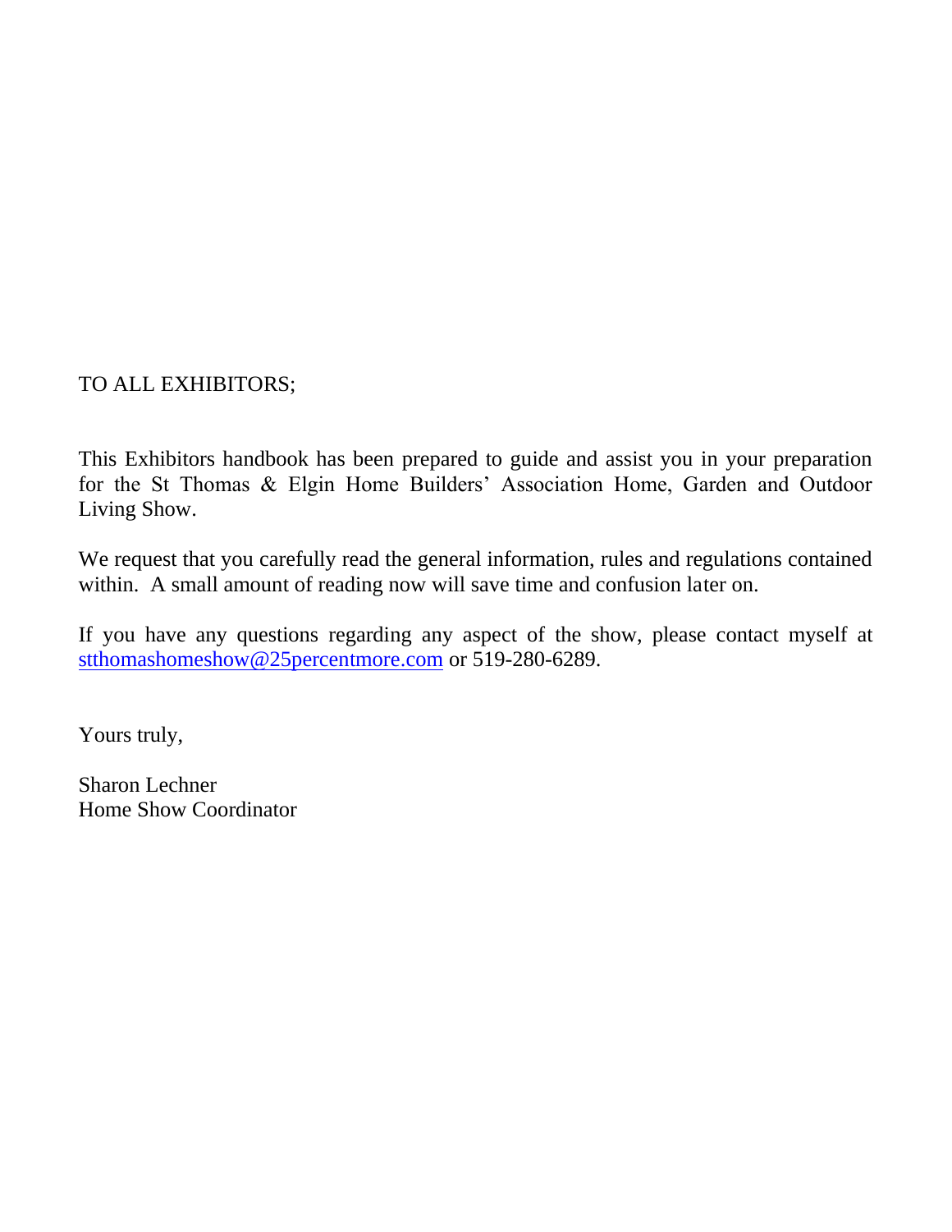TO ALL EXHIBITORS;

This Exhibitors handbook has been prepared to guide and assist you in your preparation for the St Thomas & Elgin Home Builders' Association Home, Garden and Outdoor Living Show.

We request that you carefully read the general information, rules and regulations contained within. A small amount of reading now will save time and confusion later on.

If you have any questions regarding any aspect of the show, please contact myself at stthomashomeshow@25percentmore.com or 519-280-6289.

Yours truly,

Sharon Lechner
Home Show Coordinator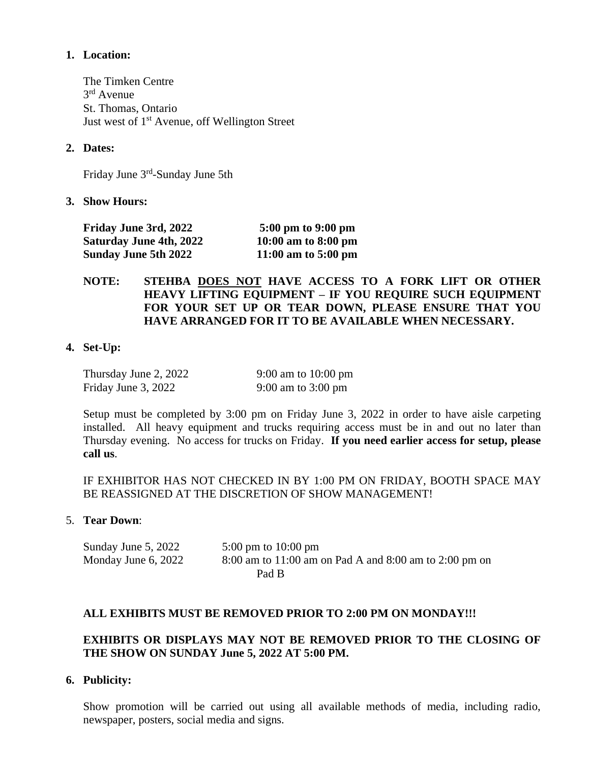1. **Location:**

   The Timken Centre
   3rd Avenue
   St. Thomas, Ontario
   Just west of 1st Avenue, off Wellington Street

2. **Dates:**

   Friday June 3rd-Sunday June 5th

3. **Show Hours:**

| | |
|---|---|
| **Friday June 3rd, 2022** | **5:00 pm to 9:00 pm** |
| **Saturday June 4th, 2022** | **10:00 am to 8:00 pm** |
| **Sunday June 5th 2022** | **11:00 am to 5:00 pm** |

**NOTE: STEHBA <u>DOES NOT</u> HAVE ACCESS TO A FORK LIFT OR OTHER HEAVY LIFTING EQUIPMENT – IF YOU REQUIRE SUCH EQUIPMENT FOR YOUR SET UP OR TEAR DOWN, PLEASE ENSURE THAT YOU HAVE ARRANGED FOR IT TO BE AVAILABLE WHEN NECESSARY.**

4. **Set-Up:**

| | |
|---|---|
| Thursday June 2, 2022 | 9:00 am to 10:00 pm |
| Friday June 3, 2022 | 9:00 am to 3:00 pm |

Setup must be completed by 3:00 pm on Friday June 3, 2022 in order to have aisle carpeting installed. All heavy equipment and trucks requiring access must be in and out no later than Thursday evening. No access for trucks on Friday. **If you need earlier access for setup, please call us**.

IF EXHIBITOR HAS NOT CHECKED IN BY 1:00 PM ON FRIDAY, BOOTH SPACE MAY BE REASSIGNED AT THE DISCRETION OF SHOW MANAGEMENT!

5. **Tear Down**:

| | |
|---|---|
| Sunday June 5, 2022 | 5:00 pm to 10:00 pm |
| Monday June 6, 2022 | 8:00 am to 11:00 am on Pad A and 8:00 am to 2:00 pm on Pad B |

**ALL EXHIBITS MUST BE REMOVED PRIOR TO 2:00 PM ON MONDAY!!!**

**EXHIBITS OR DISPLAYS MAY NOT BE REMOVED PRIOR TO THE CLOSING OF THE SHOW ON SUNDAY June 5, 2022 AT 5:00 PM.**

6. **Publicity:**

   Show promotion will be carried out using all available methods of media, including radio, newspaper, posters, social media and signs.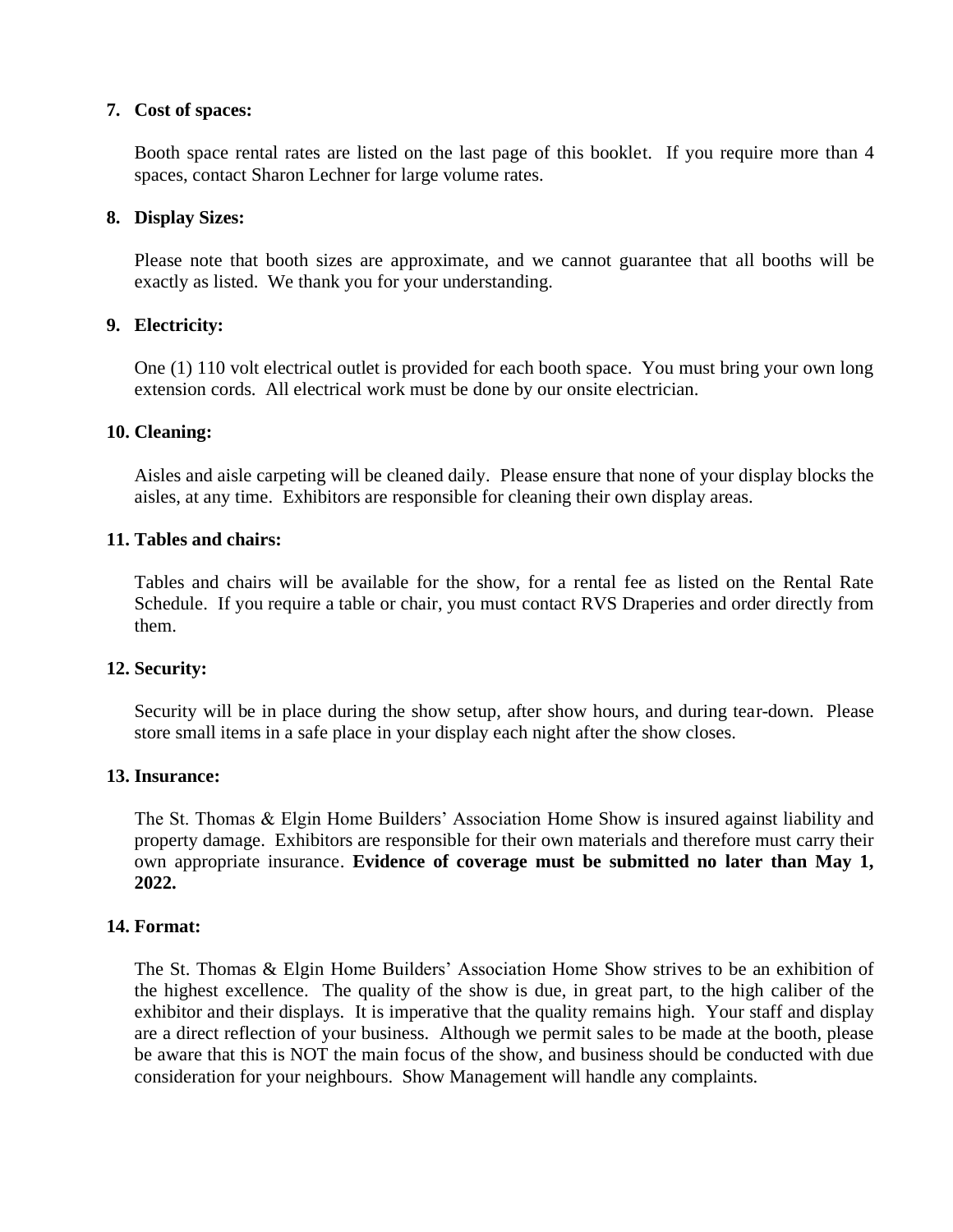7. **Cost of spaces:**

   Booth space rental rates are listed on the last page of this booklet. If you require more than 4 spaces, contact Sharon Lechner for large volume rates.

8. **Display Sizes:**

   Please note that booth sizes are approximate, and we cannot guarantee that all booths will be exactly as listed. We thank you for your understanding.

9. **Electricity:**

   One (1) 110 volt electrical outlet is provided for each booth space. You must bring your own long extension cords. All electrical work must be done by our onsite electrician.

10. **Cleaning:**

    Aisles and aisle carpeting will be cleaned daily. Please ensure that none of your display blocks the aisles, at any time. Exhibitors are responsible for cleaning their own display areas.

11. **Tables and chairs:**

    Tables and chairs will be available for the show, for a rental fee as listed on the Rental Rate Schedule. If you require a table or chair, you must contact RVS Draperies and order directly from them.

12. **Security:**

    Security will be in place during the show setup, after show hours, and during tear-down. Please store small items in a safe place in your display each night after the show closes.

13. **Insurance:**

    The St. Thomas & Elgin Home Builders' Association Home Show is insured against liability and property damage. Exhibitors are responsible for their own materials and therefore must carry their own appropriate insurance. **Evidence of coverage must be submitted no later than May 1, 2022.**

14. **Format:**

    The St. Thomas & Elgin Home Builders' Association Home Show strives to be an exhibition of the highest excellence. The quality of the show is due, in great part, to the high caliber of the exhibitor and their displays. It is imperative that the quality remains high. Your staff and display are a direct reflection of your business. Although we permit sales to be made at the booth, please be aware that this is NOT the main focus of the show, and business should be conducted with due consideration for your neighbours. Show Management will handle any complaints.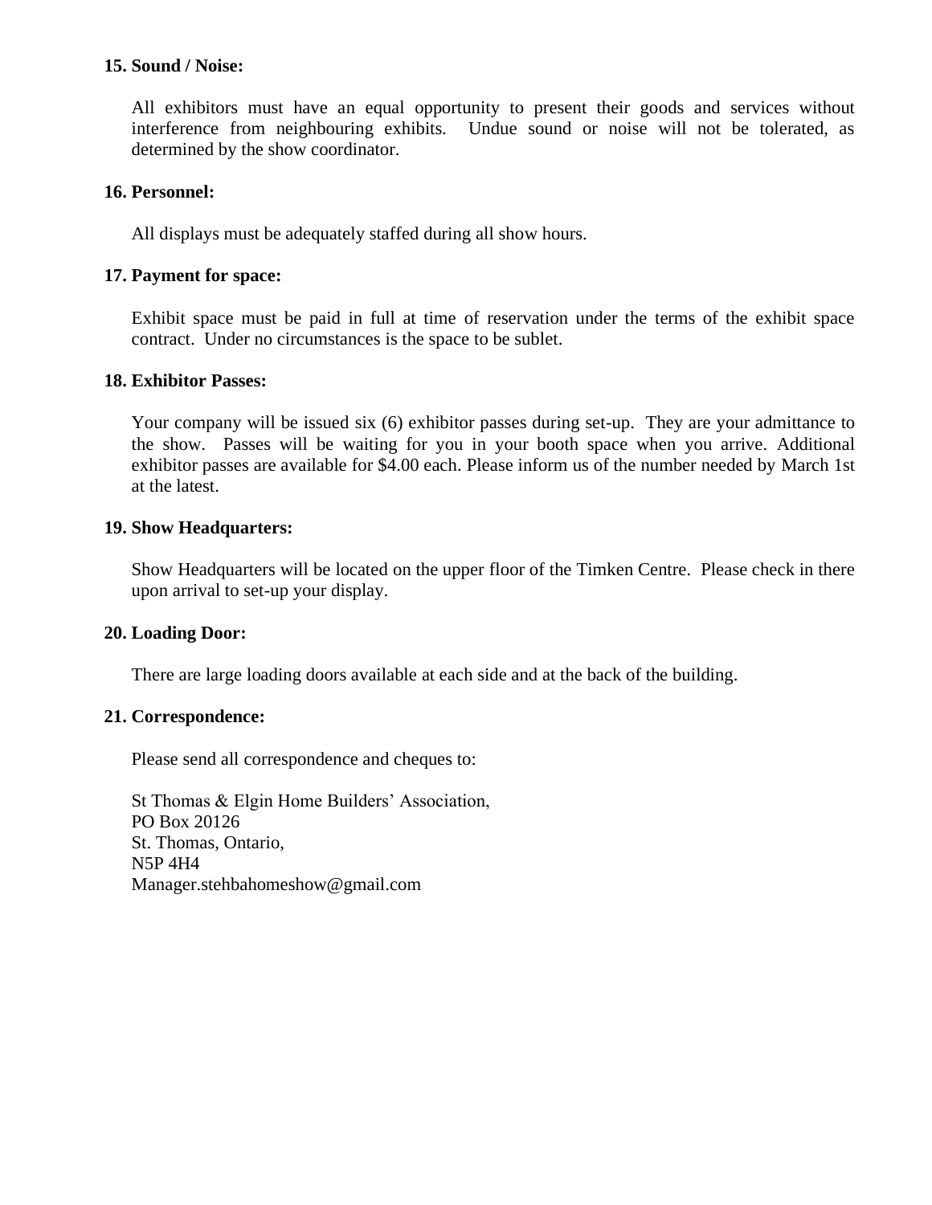**15. Sound / Noise:**

All exhibitors must have an equal opportunity to present their goods and services without interference from neighbouring exhibits. Undue sound or noise will not be tolerated, as determined by the show coordinator.

**16. Personnel:**

All displays must be adequately staffed during all show hours.

**17. Payment for space:**

Exhibit space must be paid in full at time of reservation under the terms of the exhibit space contract. Under no circumstances is the space to be sublet.

**18. Exhibitor Passes:**

Your company will be issued six (6) exhibitor passes during set-up. They are your admittance to the show. Passes will be waiting for you in your booth space when you arrive. Additional exhibitor passes are available for $4.00 each. Please inform us of the number needed by March 1st at the latest.

**19. Show Headquarters:**

Show Headquarters will be located on the upper floor of the Timken Centre. Please check in there upon arrival to set-up your display.

**20. Loading Door:**

There are large loading doors available at each side and at the back of the building.

**21. Correspondence:**

Please send all correspondence and cheques to:

St Thomas & Elgin Home Builders' Association,
PO Box 20126
St. Thomas, Ontario,
N5P 4H4
Manager.stehbahomeshow@gmail.com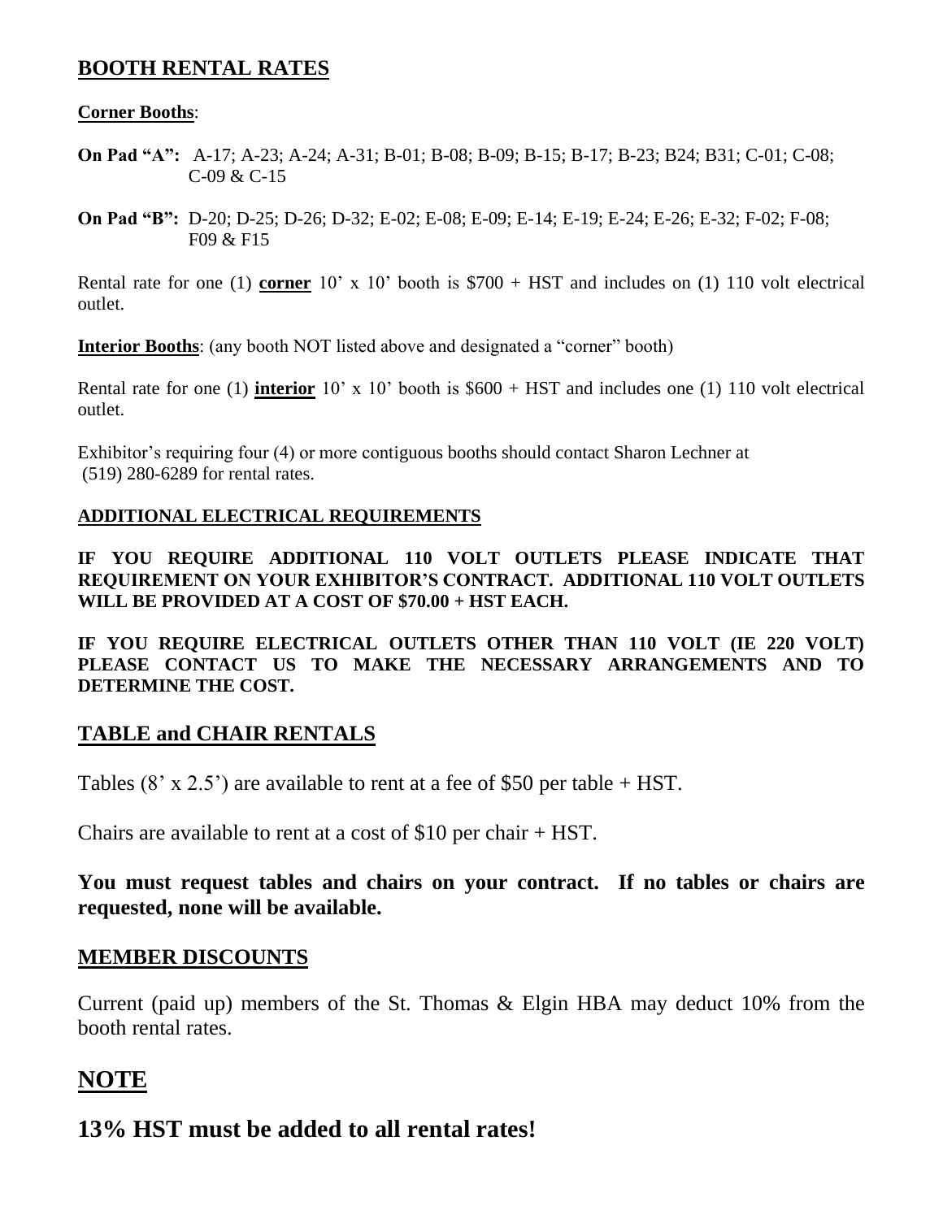## BOOTH RENTAL RATES

**Corner Booths**:

**On Pad "A":** A-17; A-23; A-24; A-31; B-01; B-08; B-09; B-15; B-17; B-23; B24; B31; C-01; C-08; C-09 & C-15

**On Pad "B":** D-20; D-25; D-26; D-32; E-02; E-08; E-09; E-14; E-19; E-24; E-26; E-32; F-02; F-08; F09 & F15

Rental rate for one (1) **corner** 10' x 10' booth is $700 + HST and includes on (1) 110 volt electrical outlet.

**Interior Booths**: (any booth NOT listed above and designated a "corner" booth)

Rental rate for one (1) **interior** 10' x 10' booth is $600 + HST and includes one (1) 110 volt electrical outlet.

Exhibitor's requiring four (4) or more contiguous booths should contact Sharon Lechner at (519) 280-6289 for rental rates.

### ADDITIONAL ELECTRICAL REQUIREMENTS

**IF YOU REQUIRE ADDITIONAL 110 VOLT OUTLETS PLEASE INDICATE THAT REQUIREMENT ON YOUR EXHIBITOR'S CONTRACT. ADDITIONAL 110 VOLT OUTLETS WILL BE PROVIDED AT A COST OF $70.00 + HST EACH.**

**IF YOU REQUIRE ELECTRICAL OUTLETS OTHER THAN 110 VOLT (IE 220 VOLT) PLEASE CONTACT US TO MAKE THE NECESSARY ARRANGEMENTS AND TO DETERMINE THE COST.**

## TABLE and CHAIR RENTALS

Tables (8' x 2.5') are available to rent at a fee of $50 per table + HST.

Chairs are available to rent at a cost of $10 per chair + HST.

**You must request tables and chairs on your contract. If no tables or chairs are requested, none will be available.**

## MEMBER DISCOUNTS

Current (paid up) members of the St. Thomas & Elgin HBA may deduct 10% from the booth rental rates.

# NOTE

## 13% HST must be added to all rental rates!